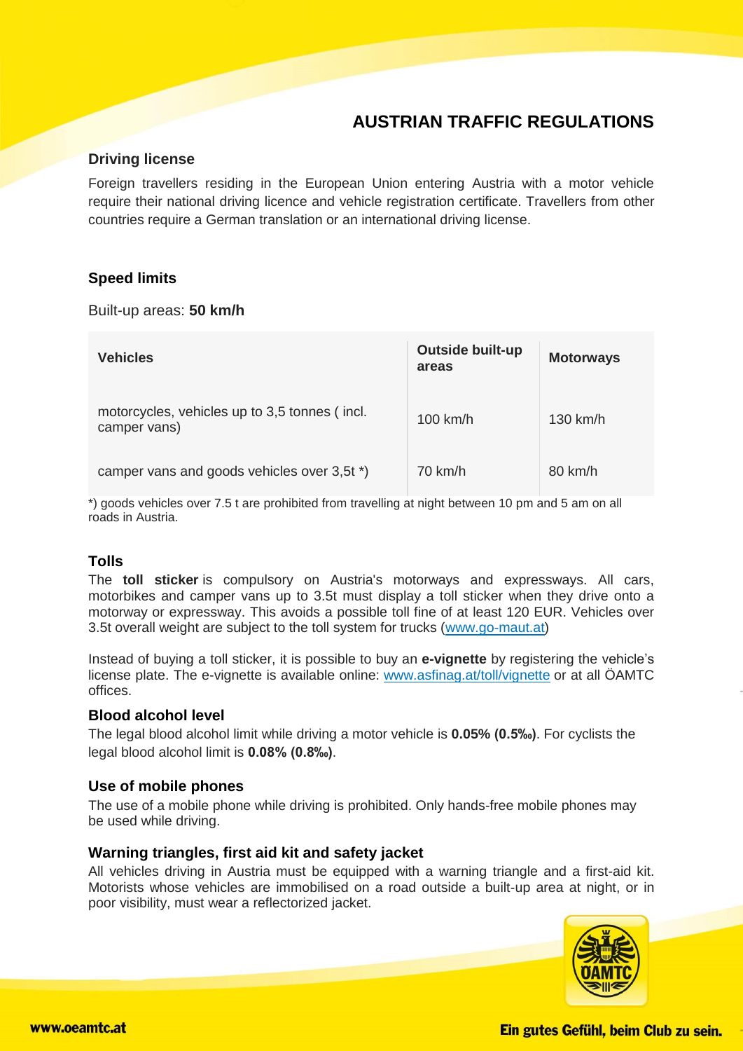# AUSTRIAN TRAFFIC REGULATIONS

## Driving license

Foreign travellers residing in the European Union entering Austria with a motor vehicle require their national driving licence and vehicle registration certificate. Travellers from other countries require a German translation or an international driving license.

## Speed limits

Built-up areas: **50 km/h**

| Vehicles | Outside built-up areas | Motorways |
|---|---|---|
| motorcycles, vehicles up to 3,5 tonnes ( incl. camper vans) | 100 km/h | 130 km/h |
| camper vans and goods vehicles over 3,5t *) | 70 km/h | 80 km/h |

*) goods vehicles over 7.5 t are prohibited from travelling at night between 10 pm and 5 am on all roads in Austria.

## Tolls

The **toll sticker** is compulsory on Austria's motorways and expressways. All cars, motorbikes and camper vans up to 3.5t must display a toll sticker when they drive onto a motorway or expressway. This avoids a possible toll fine of at least 120 EUR. Vehicles over 3.5t overall weight are subject to the toll system for trucks (www.go-maut.at)

Instead of buying a toll sticker, it is possible to buy an **e-vignette** by registering the vehicle's license plate. The e-vignette is available online: www.asfinag.at/toll/vignette or at all ÖAMTC offices.

## Blood alcohol level

The legal blood alcohol limit while driving a motor vehicle is **0.05% (0.5‰)**. For cyclists the legal blood alcohol limit is **0.08% (0.8‰)**.

## Use of mobile phones

The use of a mobile phone while driving is prohibited. Only hands-free mobile phones may be used while driving.

## Warning triangles, first aid kit and safety jacket

All vehicles driving in Austria must be equipped with a warning triangle and a first-aid kit. Motorists whose vehicles are immobilised on a road outside a built-up area at night, or in poor visibility, must wear a reflectorized jacket.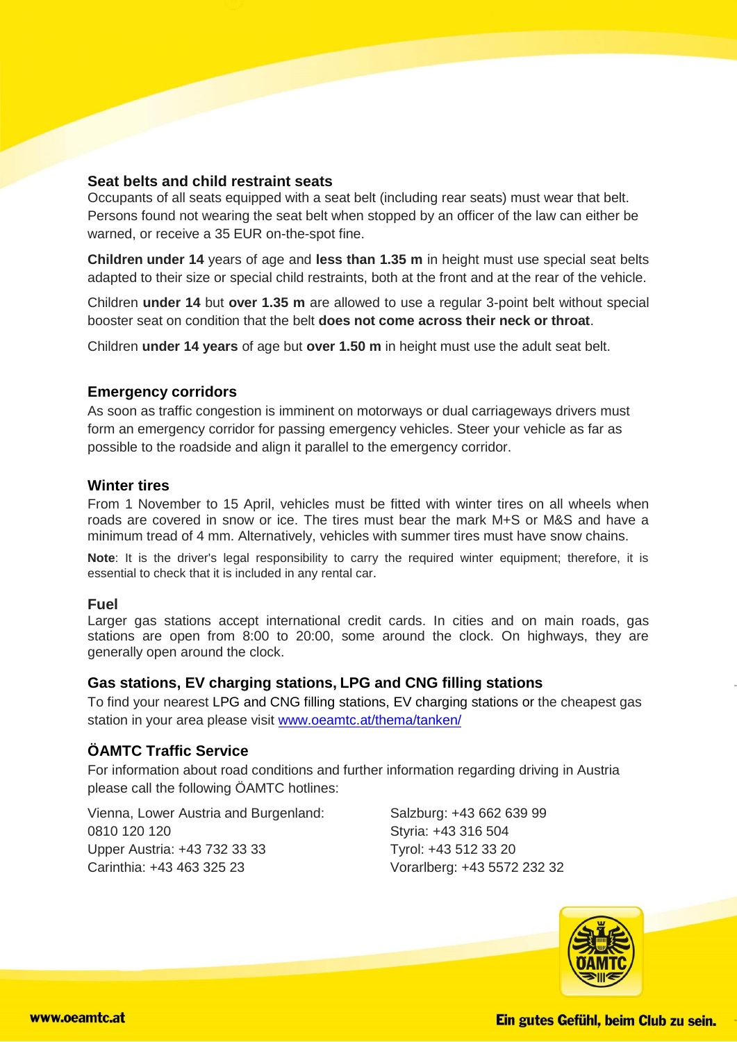## Seat belts and child restraint seats

Occupants of all seats equipped with a seat belt (including rear seats) must wear that belt. Persons found not wearing the seat belt when stopped by an officer of the law can either be warned, or receive a 35 EUR on-the-spot fine.

**Children under 14** years of age and **less than 1.35 m** in height must use special seat belts adapted to their size or special child restraints, both at the front and at the rear of the vehicle.

Children **under 14** but **over 1.35 m** are allowed to use a regular 3-point belt without special booster seat on condition that the belt **does not come across their neck or throat**.

Children **under 14 years** of age but **over 1.50 m** in height must use the adult seat belt.

## Emergency corridors

As soon as traffic congestion is imminent on motorways or dual carriageways drivers must form an emergency corridor for passing emergency vehicles. Steer your vehicle as far as possible to the roadside and align it parallel to the emergency corridor.

## Winter tires

From 1 November to 15 April, vehicles must be fitted with winter tires on all wheels when roads are covered in snow or ice. The tires must bear the mark M+S or M&S and have a minimum tread of 4 mm. Alternatively, vehicles with summer tires must have snow chains.

**Note**: It is the driver's legal responsibility to carry the required winter equipment; therefore, it is essential to check that it is included in any rental car.

## Fuel

Larger gas stations accept international credit cards. In cities and on main roads, gas stations are open from 8:00 to 20:00, some around the clock. On highways, they are generally open around the clock.

## Gas stations, EV charging stations, LPG and CNG filling stations

To find your nearest LPG and CNG filling stations, EV charging stations or the cheapest gas station in your area please visit www.oeamtc.at/thema/tanken/

## ÖAMTC Traffic Service

For information about road conditions and further information regarding driving in Austria please call the following ÖAMTC hotlines:

Vienna, Lower Austria and Burgenland: 0810 120 120
Upper Austria: +43 732 33 33
Carinthia: +43 463 325 23

Salzburg: +43 662 639 99
Styria: +43 316 504
Tyrol: +43 512 33 20
Vorarlberg: +43 5572 232 32